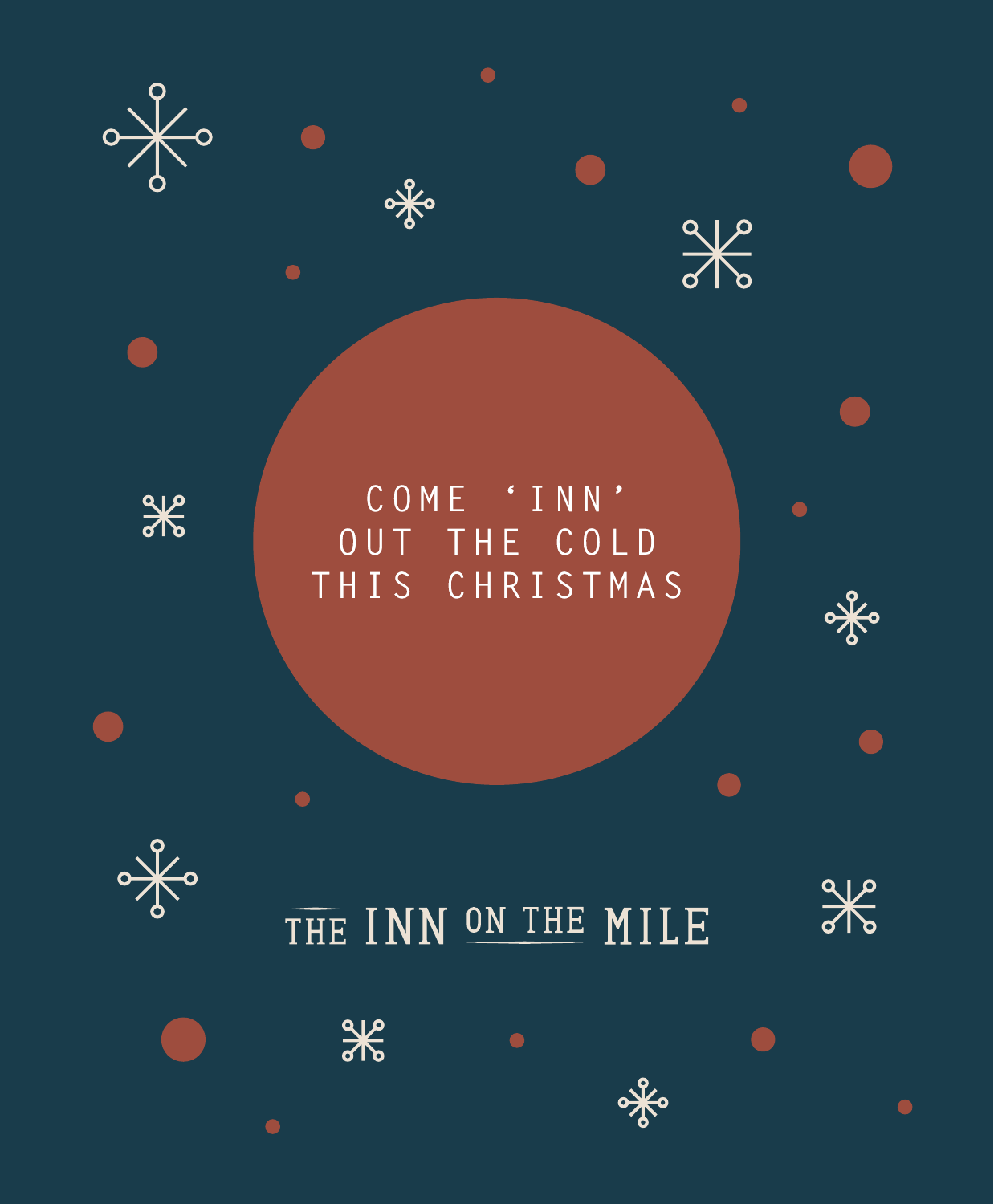COME 'INN'
OUT THE COLD
THIS CHRISTMAS

THE INN ON THE MILE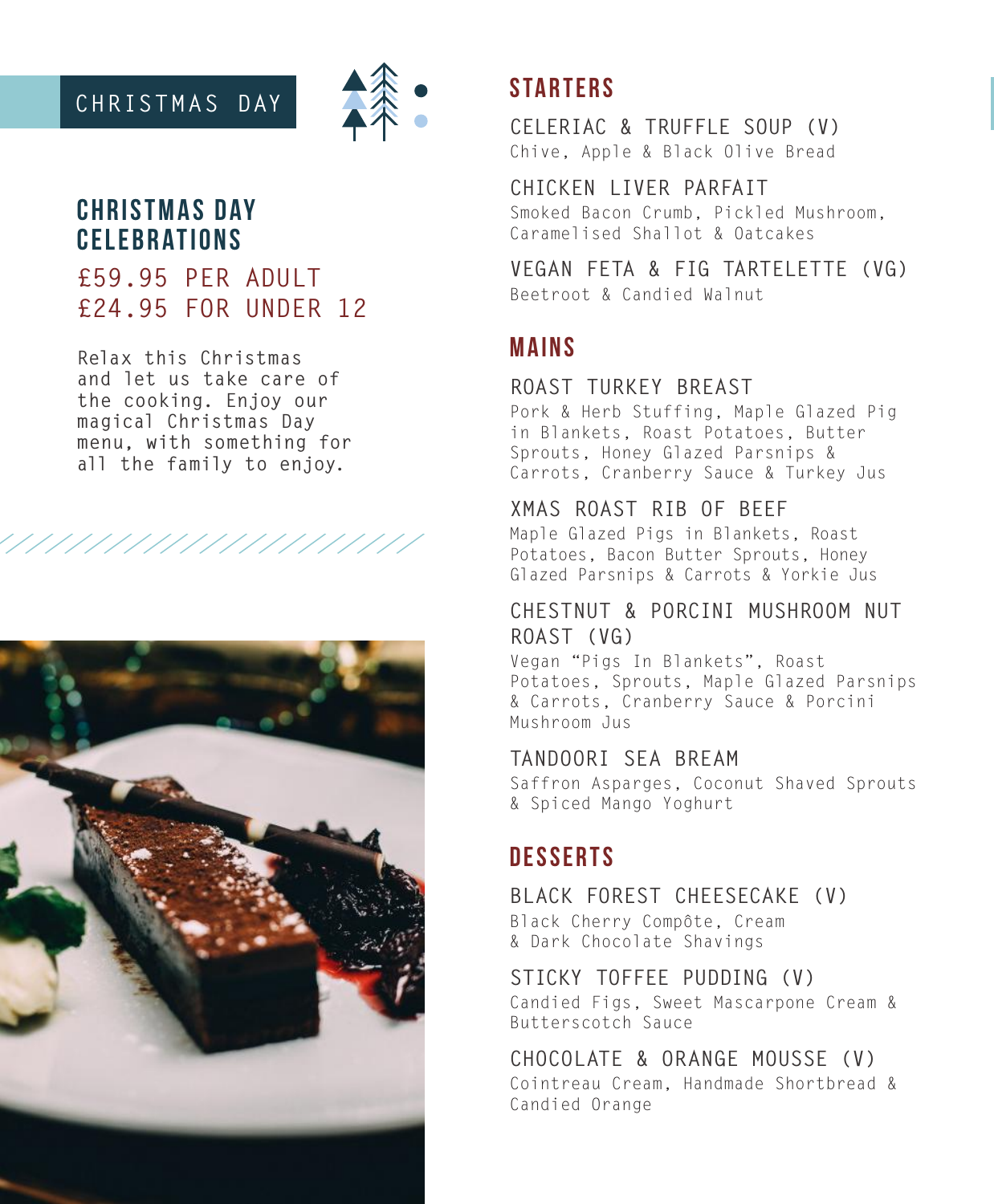CHRISTMAS DAY

# CHRISTMAS DAY CELEBRATIONS

## £59.95 PER ADULT
## £24.95 FOR UNDER 12

Relax this Christmas and let us take care of the cooking. Enjoy our magical Christmas Day menu, with something for all the family to enjoy.

## STARTERS

### CELERIAC & TRUFFLE SOUP (V)
Chive, Apple & Black Olive Bread

### CHICKEN LIVER PARFAIT
Smoked Bacon Crumb, Pickled Mushroom, Caramelised Shallot & Oatcakes

### VEGAN FETA & FIG TARTELETTE (VG)
Beetroot & Candied Walnut

## MAINS

### ROAST TURKEY BREAST
Pork & Herb Stuffing, Maple Glazed Pig in Blankets, Roast Potatoes, Butter Sprouts, Honey Glazed Parsnips & Carrots, Cranberry Sauce & Turkey Jus

### XMAS ROAST RIB OF BEEF
Maple Glazed Pigs in Blankets, Roast Potatoes, Bacon Butter Sprouts, Honey Glazed Parsnips & Carrots & Yorkie Jus

### CHESTNUT & PORCINI MUSHROOM NUT ROAST (VG)
Vegan "Pigs In Blankets", Roast Potatoes, Sprouts, Maple Glazed Parsnips & Carrots, Cranberry Sauce & Porcini Mushroom Jus

### TANDOORI SEA BREAM
Saffron Asparges, Coconut Shaved Sprouts & Spiced Mango Yoghurt

## DESSERTS

### BLACK FOREST CHEESECAKE (V)
Black Cherry Compôte, Cream & Dark Chocolate Shavings

### STICKY TOFFEE PUDDING (V)
Candied Figs, Sweet Mascarpone Cream & Butterscotch Sauce

### CHOCOLATE & ORANGE MOUSSE (V)
Cointreau Cream, Handmade Shortbread & Candied Orange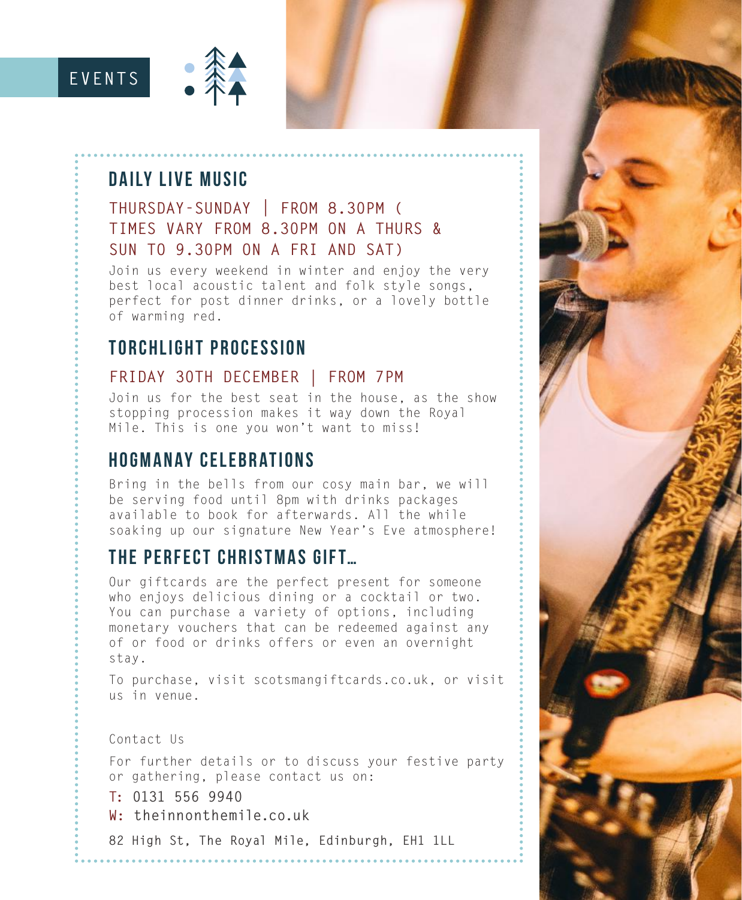EVENTS

## DAILY LIVE MUSIC

THURSDAY-SUNDAY | FROM 8.30PM ( TIMES VARY FROM 8.30PM ON A THURS & SUN TO 9.30PM ON A FRI AND SAT)

Join us every weekend in winter and enjoy the very best local acoustic talent and folk style songs, perfect for post dinner drinks, or a lovely bottle of warming red.

## TORCHLIGHT PROCESSION

FRIDAY 30TH DECEMBER | FROM 7PM

Join us for the best seat in the house, as the show stopping procession makes it way down the Royal Mile. This is one you won't want to miss!

## HOGMANAY CELEBRATIONS

Bring in the bells from our cosy main bar, we will be serving food until 8pm with drinks packages available to book for afterwards. All the while soaking up our signature New Year's Eve atmosphere!

## THE PERFECT CHRISTMAS GIFT…

Our giftcards are the perfect present for someone who enjoys delicious dining or a cocktail or two. You can purchase a variety of options, including monetary vouchers that can be redeemed against any of or food or drinks offers or even an overnight stay.

To purchase, visit scotsmangiftcards.co.uk, or visit us in venue.

Contact Us

For further details or to discuss your festive party or gathering, please contact us on:

**T:** 0131 556 9940

**W:** theinnonthemile.co.uk

**82 High St, The Royal Mile, Edinburgh, EH1 1LL**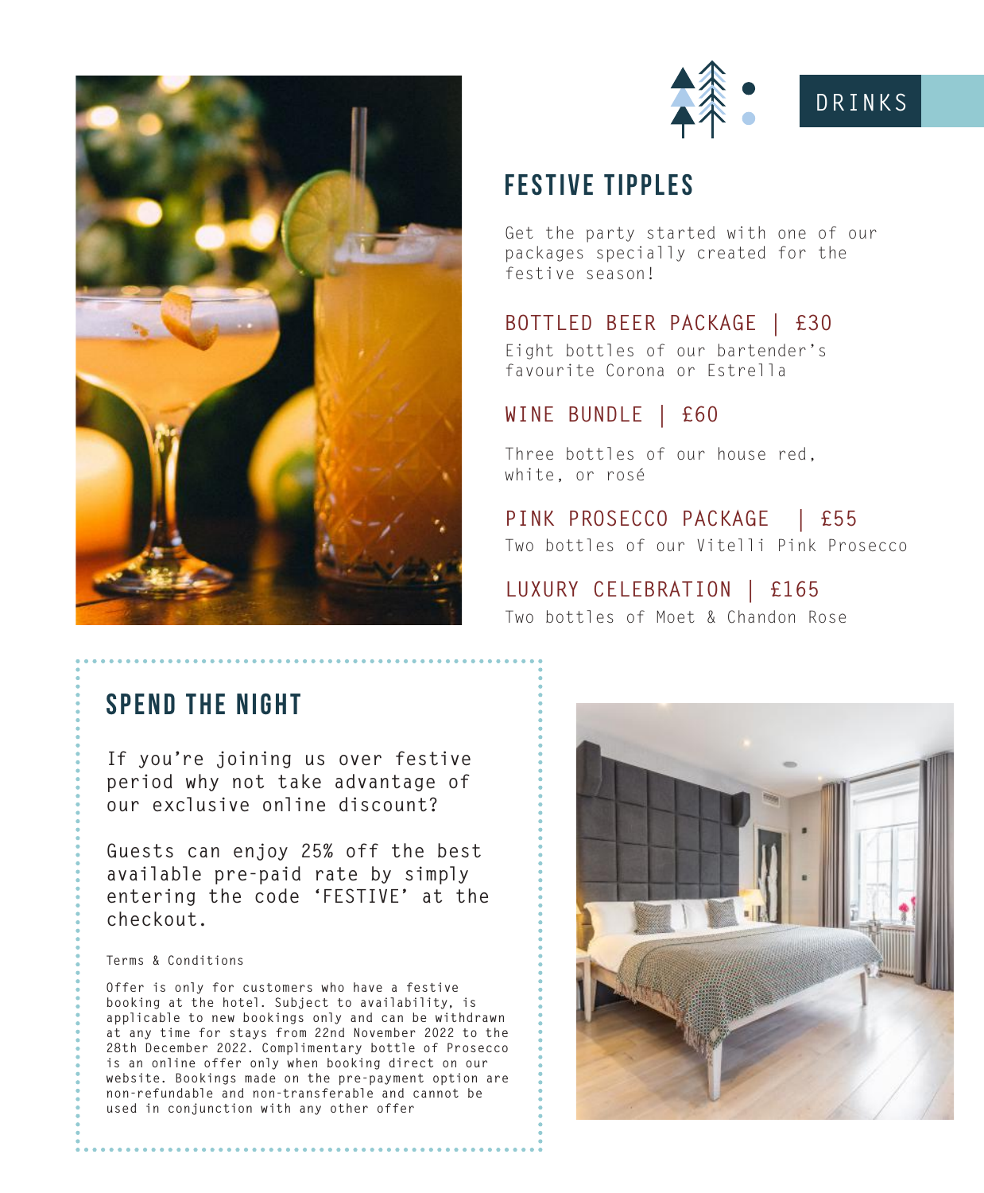DRINKS

## FESTIVE TIPPLES

Get the party started with one of our packages specially created for the festive season!

### BOTTLED BEER PACKAGE | £30

Eight bottles of our bartender's favourite Corona or Estrella

### WINE BUNDLE | £60

Three bottles of our house red, white, or rosé

### PINK PROSECCO PACKAGE | £55

Two bottles of our Vitelli Pink Prosecco

### LUXURY CELEBRATION | £165

Two bottles of Moet & Chandon Rose

## SPEND THE NIGHT

If you're joining us over festive period why not take advantage of our exclusive online discount?

Guests can enjoy 25% off the best available pre-paid rate by simply entering the code 'FESTIVE' at the checkout.

Terms & Conditions

Offer is only for customers who have a festive booking at the hotel. Subject to availability, is applicable to new bookings only and can be withdrawn at any time for stays from 22nd November 2022 to the 28th December 2022. Complimentary bottle of Prosecco is an online offer only when booking direct on our website. Bookings made on the pre-payment option are non-refundable and non-transferable and cannot be used in conjunction with any other offer